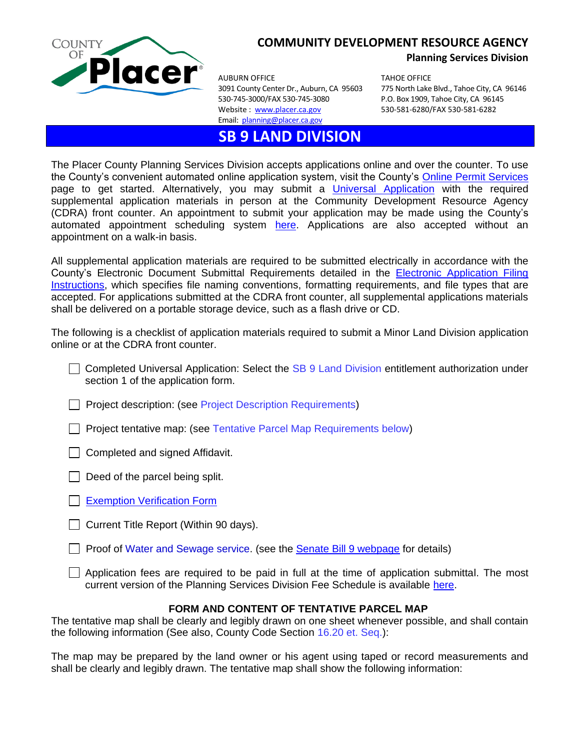COUNTY OF Placer

**COMMUNITY DEVELOPMENT RESOURCE AGENCY**

**Planning Services Division**

AUBURN OFFICE
3091 County Center Dr., Auburn, CA 95603
530-745-3000/FAX 530-745-3080
Website : www.placer.ca.gov
Email: planning@placer.ca.gov

TAHOE OFFICE
775 North Lake Blvd., Tahoe City, CA 96146
P.O. Box 1909, Tahoe City, CA 96145
530-581-6280/FAX 530-581-6282

# SB 9 LAND DIVISION

The Placer County Planning Services Division accepts applications online and over the counter. To use the County's convenient automated online application system, visit the County's Online Permit Services page to get started. Alternatively, you may submit a Universal Application with the required supplemental application materials in person at the Community Development Resource Agency (CDRA) front counter. An appointment to submit your application may be made using the County's automated appointment scheduling system here. Applications are also accepted without an appointment on a walk-in basis.

All supplemental application materials are required to be submitted electrically in accordance with the County's Electronic Document Submittal Requirements detailed in the Electronic Application Filing Instructions, which specifies file naming conventions, formatting requirements, and file types that are accepted. For applications submitted at the CDRA front counter, all supplemental applications materials shall be delivered on a portable storage device, such as a flash drive or CD.

The following is a checklist of application materials required to submit a Minor Land Division application online or at the CDRA front counter.

- ☐ Completed Universal Application: Select the SB 9 Land Division entitlement authorization under section 1 of the application form.
- ☐ Project description: (see Project Description Requirements)
- ☐ Project tentative map: (see Tentative Parcel Map Requirements below)
- ☐ Completed and signed Affidavit.
- ☐ Deed of the parcel being split.
- ☐ Exemption Verification Form
- ☐ Current Title Report (Within 90 days).
- ☐ Proof of Water and Sewage service. (see the Senate Bill 9 webpage for details)
- ☐ Application fees are required to be paid in full at the time of application submittal. The most current version of the Planning Services Division Fee Schedule is available here.

**FORM AND CONTENT OF TENTATIVE PARCEL MAP**

The tentative map shall be clearly and legibly drawn on one sheet whenever possible, and shall contain the following information (See also, County Code Section 16.20 et. Seq.):

The map may be prepared by the land owner or his agent using taped or record measurements and shall be clearly and legibly drawn. The tentative map shall show the following information: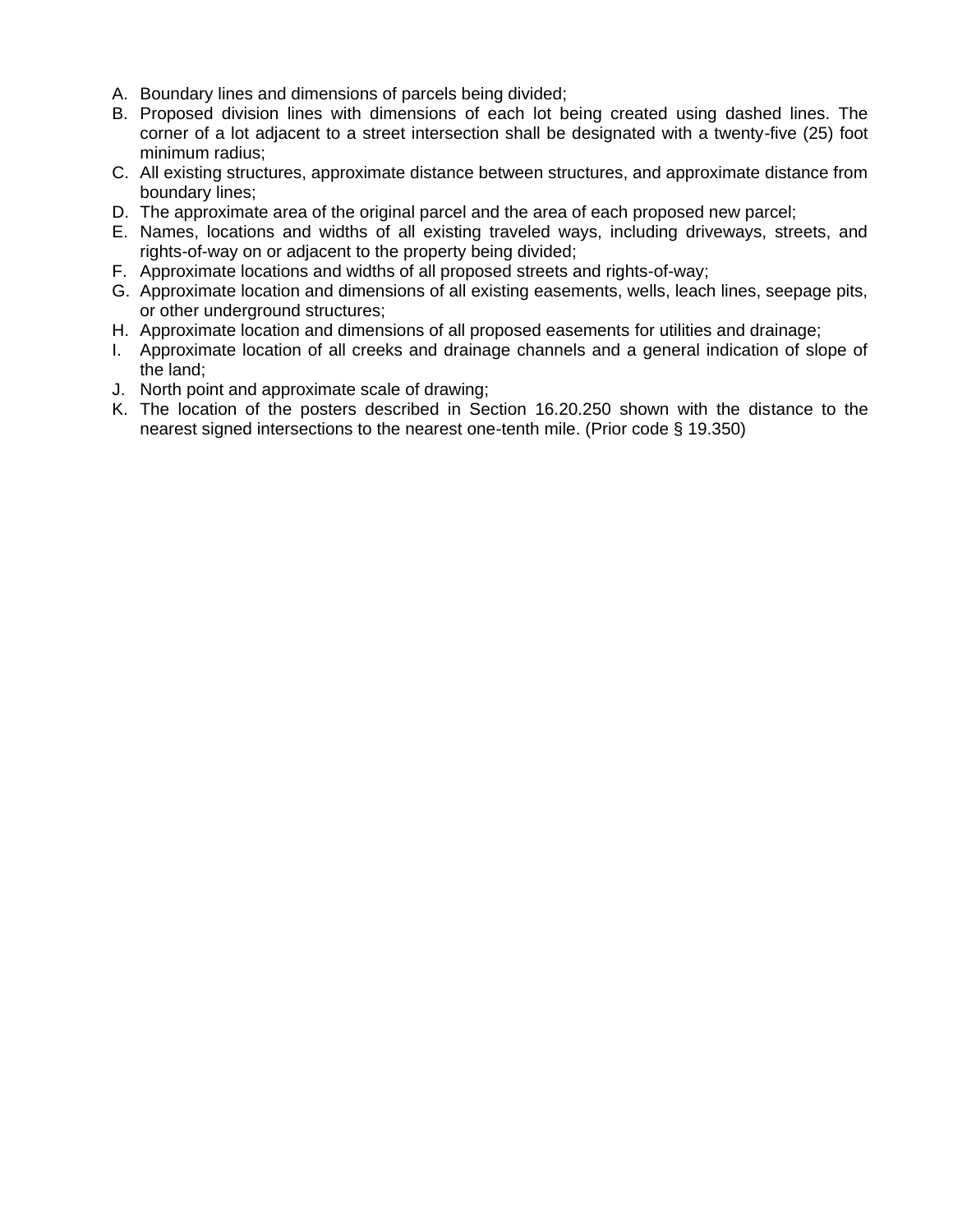A. Boundary lines and dimensions of parcels being divided;
B. Proposed division lines with dimensions of each lot being created using dashed lines. The corner of a lot adjacent to a street intersection shall be designated with a twenty-five (25) foot minimum radius;
C. All existing structures, approximate distance between structures, and approximate distance from boundary lines;
D. The approximate area of the original parcel and the area of each proposed new parcel;
E. Names, locations and widths of all existing traveled ways, including driveways, streets, and rights-of-way on or adjacent to the property being divided;
F. Approximate locations and widths of all proposed streets and rights-of-way;
G. Approximate location and dimensions of all existing easements, wells, leach lines, seepage pits, or other underground structures;
H. Approximate location and dimensions of all proposed easements for utilities and drainage;
I. Approximate location of all creeks and drainage channels and a general indication of slope of the land;
J. North point and approximate scale of drawing;
K. The location of the posters described in Section 16.20.250 shown with the distance to the nearest signed intersections to the nearest one-tenth mile. (Prior code § 19.350)